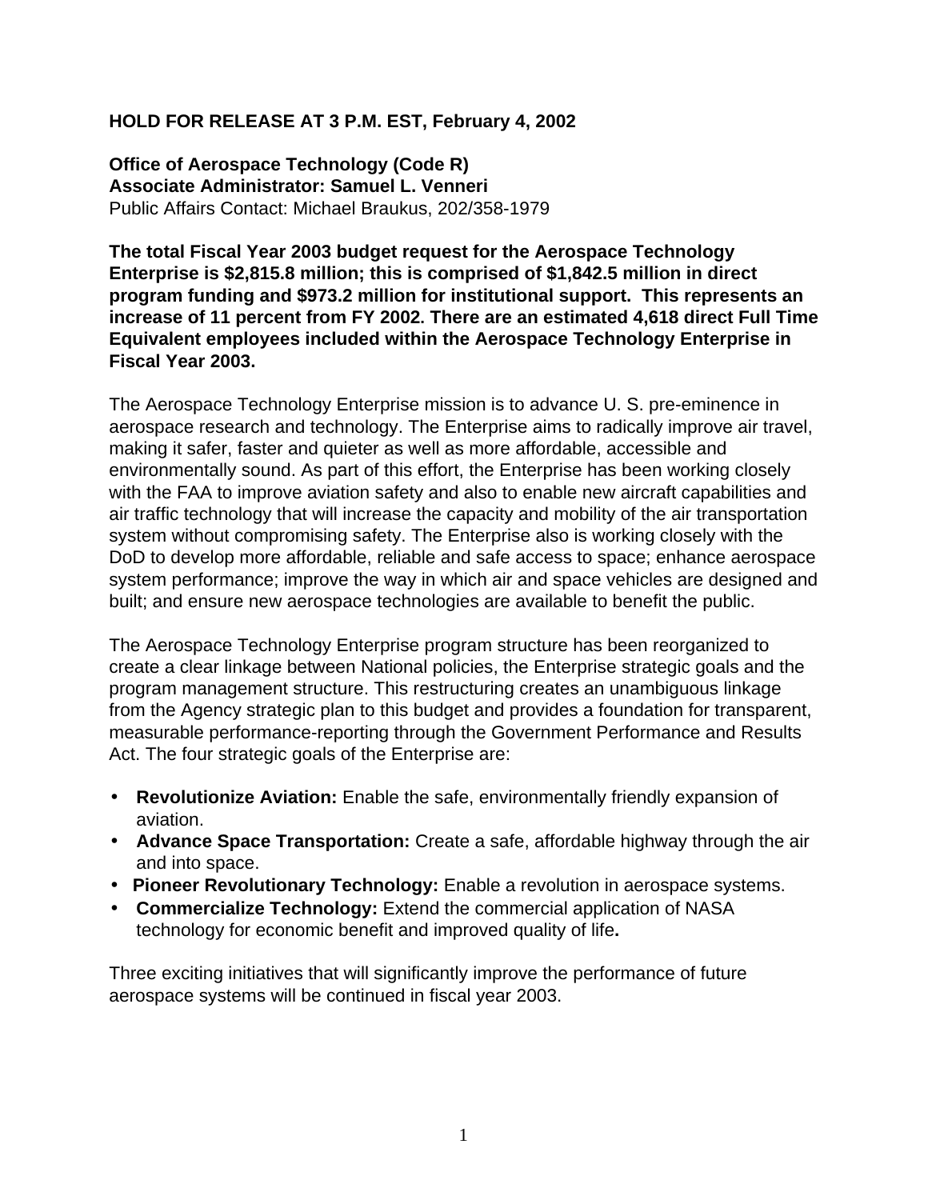**HOLD FOR RELEASE AT 3 P.M. EST, February 4, 2002**

**Office of Aerospace Technology (Code R)**
**Associate Administrator: Samuel L. Venneri**
Public Affairs Contact: Michael Braukus, 202/358-1979

**The total Fiscal Year 2003 budget request for the Aerospace Technology Enterprise is $2,815.8 million; this is comprised of $1,842.5 million in direct program funding and $973.2 million for institutional support. This represents an increase of 11 percent from FY 2002. There are an estimated 4,618 direct Full Time Equivalent employees included within the Aerospace Technology Enterprise in Fiscal Year 2003.**

The Aerospace Technology Enterprise mission is to advance U. S. pre-eminence in aerospace research and technology. The Enterprise aims to radically improve air travel, making it safer, faster and quieter as well as more affordable, accessible and environmentally sound. As part of this effort, the Enterprise has been working closely with the FAA to improve aviation safety and also to enable new aircraft capabilities and air traffic technology that will increase the capacity and mobility of the air transportation system without compromising safety. The Enterprise also is working closely with the DoD to develop more affordable, reliable and safe access to space; enhance aerospace system performance; improve the way in which air and space vehicles are designed and built; and ensure new aerospace technologies are available to benefit the public.

The Aerospace Technology Enterprise program structure has been reorganized to create a clear linkage between National policies, the Enterprise strategic goals and the program management structure. This restructuring creates an unambiguous linkage from the Agency strategic plan to this budget and provides a foundation for transparent, measurable performance-reporting through the Government Performance and Results Act. The four strategic goals of the Enterprise are:

- **Revolutionize Aviation:** Enable the safe, environmentally friendly expansion of aviation.
- **Advance Space Transportation:** Create a safe, affordable highway through the air and into space.
- **Pioneer Revolutionary Technology:** Enable a revolution in aerospace systems.
- **Commercialize Technology:** Extend the commercial application of NASA technology for economic benefit and improved quality of life**.**

Three exciting initiatives that will significantly improve the performance of future aerospace systems will be continued in fiscal year 2003.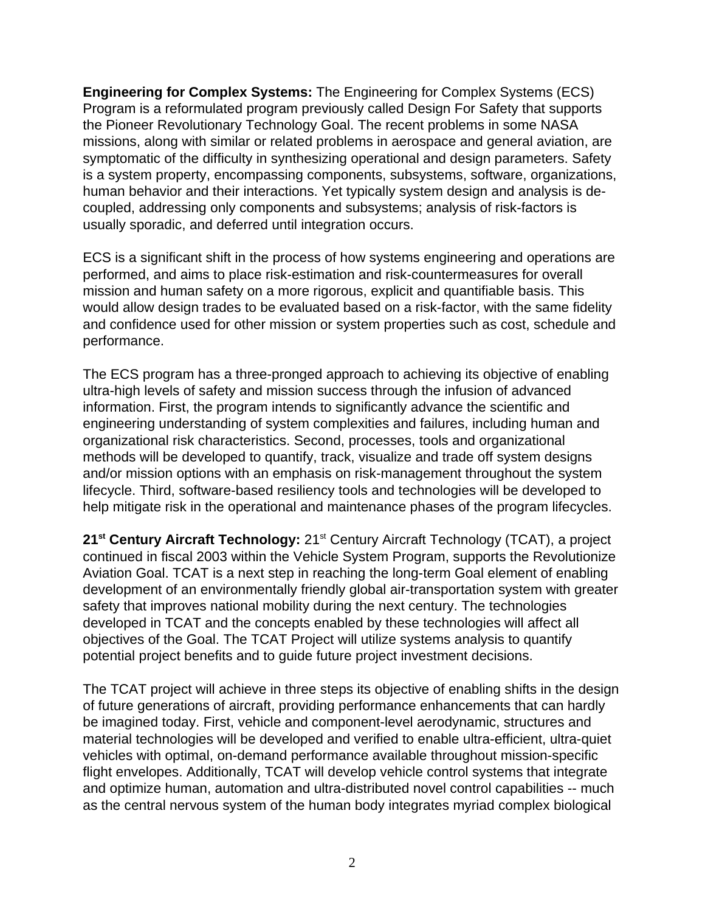**Engineering for Complex Systems:** The Engineering for Complex Systems (ECS) Program is a reformulated program previously called Design For Safety that supports the Pioneer Revolutionary Technology Goal. The recent problems in some NASA missions, along with similar or related problems in aerospace and general aviation, are symptomatic of the difficulty in synthesizing operational and design parameters. Safety is a system property, encompassing components, subsystems, software, organizations, human behavior and their interactions. Yet typically system design and analysis is de-coupled, addressing only components and subsystems; analysis of risk-factors is usually sporadic, and deferred until integration occurs.

ECS is a significant shift in the process of how systems engineering and operations are performed, and aims to place risk-estimation and risk-countermeasures for overall mission and human safety on a more rigorous, explicit and quantifiable basis. This would allow design trades to be evaluated based on a risk-factor, with the same fidelity and confidence used for other mission or system properties such as cost, schedule and performance.

The ECS program has a three-pronged approach to achieving its objective of enabling ultra-high levels of safety and mission success through the infusion of advanced information. First, the program intends to significantly advance the scientific and engineering understanding of system complexities and failures, including human and organizational risk characteristics. Second, processes, tools and organizational methods will be developed to quantify, track, visualize and trade off system designs and/or mission options with an emphasis on risk-management throughout the system lifecycle. Third, software-based resiliency tools and technologies will be developed to help mitigate risk in the operational and maintenance phases of the program lifecycles.

**21st Century Aircraft Technology:** 21st Century Aircraft Technology (TCAT), a project continued in fiscal 2003 within the Vehicle System Program, supports the Revolutionize Aviation Goal. TCAT is a next step in reaching the long-term Goal element of enabling development of an environmentally friendly global air-transportation system with greater safety that improves national mobility during the next century. The technologies developed in TCAT and the concepts enabled by these technologies will affect all objectives of the Goal. The TCAT Project will utilize systems analysis to quantify potential project benefits and to guide future project investment decisions.

The TCAT project will achieve in three steps its objective of enabling shifts in the design of future generations of aircraft, providing performance enhancements that can hardly be imagined today. First, vehicle and component-level aerodynamic, structures and material technologies will be developed and verified to enable ultra-efficient, ultra-quiet vehicles with optimal, on-demand performance available throughout mission-specific flight envelopes. Additionally, TCAT will develop vehicle control systems that integrate and optimize human, automation and ultra-distributed novel control capabilities -- much as the central nervous system of the human body integrates myriad complex biological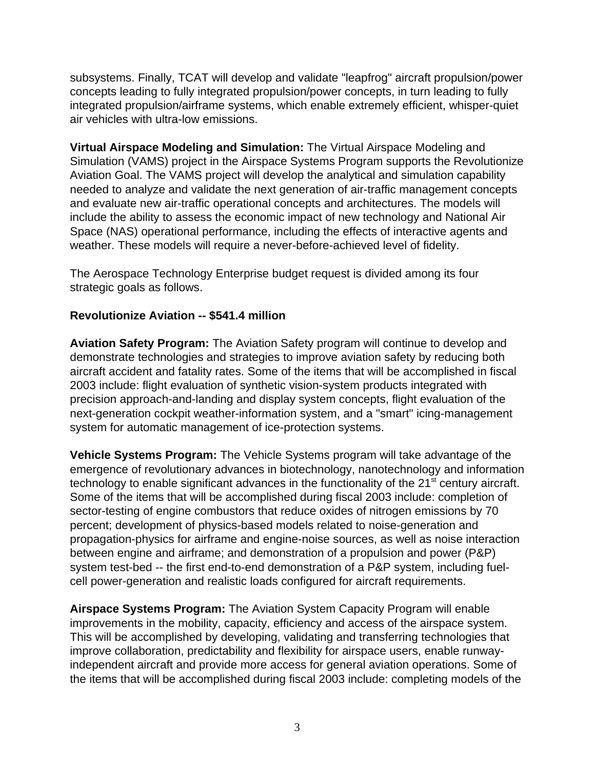subsystems. Finally, TCAT will develop and validate "leapfrog" aircraft propulsion/power concepts leading to fully integrated propulsion/power concepts, in turn leading to fully integrated propulsion/airframe systems, which enable extremely efficient, whisper-quiet air vehicles with ultra-low emissions.

**Virtual Airspace Modeling and Simulation:** The Virtual Airspace Modeling and Simulation (VAMS) project in the Airspace Systems Program supports the Revolutionize Aviation Goal. The VAMS project will develop the analytical and simulation capability needed to analyze and validate the next generation of air-traffic management concepts and evaluate new air-traffic operational concepts and architectures. The models will include the ability to assess the economic impact of new technology and National Air Space (NAS) operational performance, including the effects of interactive agents and weather. These models will require a never-before-achieved level of fidelity.

The Aerospace Technology Enterprise budget request is divided among its four strategic goals as follows.

**Revolutionize Aviation -- $541.4 million**

**Aviation Safety Program:** The Aviation Safety program will continue to develop and demonstrate technologies and strategies to improve aviation safety by reducing both aircraft accident and fatality rates. Some of the items that will be accomplished in fiscal 2003 include: flight evaluation of synthetic vision-system products integrated with precision approach-and-landing and display system concepts, flight evaluation of the next-generation cockpit weather-information system, and a "smart" icing-management system for automatic management of ice-protection systems.

**Vehicle Systems Program:** The Vehicle Systems program will take advantage of the emergence of revolutionary advances in biotechnology, nanotechnology and information technology to enable significant advances in the functionality of the 21st century aircraft. Some of the items that will be accomplished during fiscal 2003 include: completion of sector-testing of engine combustors that reduce oxides of nitrogen emissions by 70 percent; development of physics-based models related to noise-generation and propagation-physics for airframe and engine-noise sources, as well as noise interaction between engine and airframe; and demonstration of a propulsion and power (P&P) system test-bed -- the first end-to-end demonstration of a P&P system, including fuel-cell power-generation and realistic loads configured for aircraft requirements.

**Airspace Systems Program:** The Aviation System Capacity Program will enable improvements in the mobility, capacity, efficiency and access of the airspace system. This will be accomplished by developing, validating and transferring technologies that improve collaboration, predictability and flexibility for airspace users, enable runway-independent aircraft and provide more access for general aviation operations. Some of the items that will be accomplished during fiscal 2003 include: completing models of the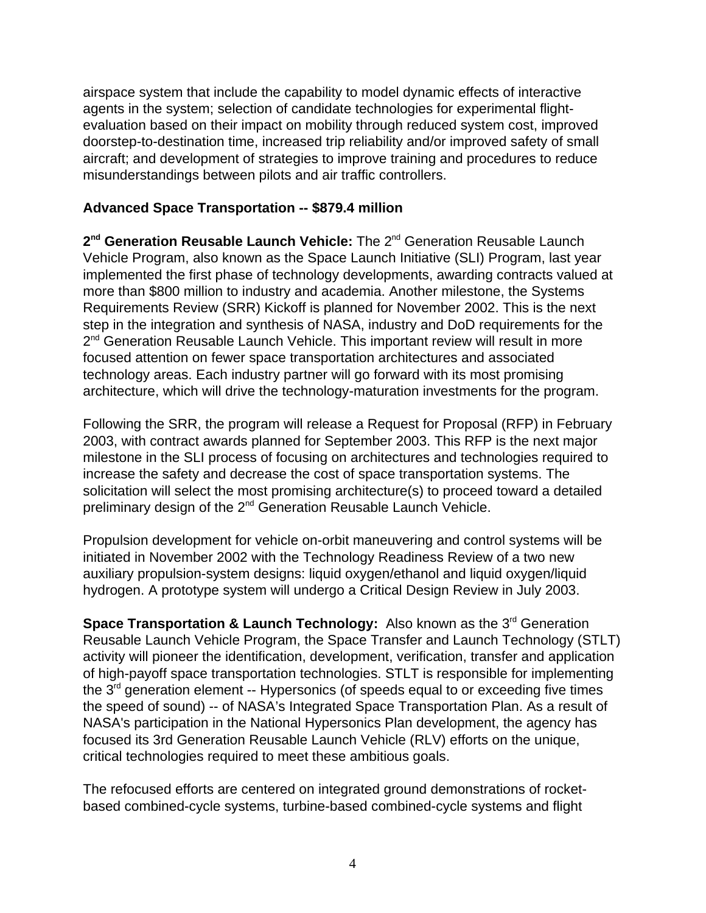airspace system that include the capability to model dynamic effects of interactive agents in the system; selection of candidate technologies for experimental flight-evaluation based on their impact on mobility through reduced system cost, improved doorstep-to-destination time, increased trip reliability and/or improved safety of small aircraft; and development of strategies to improve training and procedures to reduce misunderstandings between pilots and air traffic controllers.

**Advanced Space Transportation -- $879.4 million**

**2nd Generation Reusable Launch Vehicle:** The 2nd Generation Reusable Launch Vehicle Program, also known as the Space Launch Initiative (SLI) Program, last year implemented the first phase of technology developments, awarding contracts valued at more than $800 million to industry and academia. Another milestone, the Systems Requirements Review (SRR) Kickoff is planned for November 2002. This is the next step in the integration and synthesis of NASA, industry and DoD requirements for the 2nd Generation Reusable Launch Vehicle. This important review will result in more focused attention on fewer space transportation architectures and associated technology areas. Each industry partner will go forward with its most promising architecture, which will drive the technology-maturation investments for the program.

Following the SRR, the program will release a Request for Proposal (RFP) in February 2003, with contract awards planned for September 2003. This RFP is the next major milestone in the SLI process of focusing on architectures and technologies required to increase the safety and decrease the cost of space transportation systems. The solicitation will select the most promising architecture(s) to proceed toward a detailed preliminary design of the 2nd Generation Reusable Launch Vehicle.

Propulsion development for vehicle on-orbit maneuvering and control systems will be initiated in November 2002 with the Technology Readiness Review of a two new auxiliary propulsion-system designs: liquid oxygen/ethanol and liquid oxygen/liquid hydrogen. A prototype system will undergo a Critical Design Review in July 2003.

**Space Transportation & Launch Technology:** Also known as the 3rd Generation Reusable Launch Vehicle Program, the Space Transfer and Launch Technology (STLT) activity will pioneer the identification, development, verification, transfer and application of high-payoff space transportation technologies. STLT is responsible for implementing the 3rd generation element -- Hypersonics (of speeds equal to or exceeding five times the speed of sound) -- of NASA's Integrated Space Transportation Plan. As a result of NASA's participation in the National Hypersonics Plan development, the agency has focused its 3rd Generation Reusable Launch Vehicle (RLV) efforts on the unique, critical technologies required to meet these ambitious goals.

The refocused efforts are centered on integrated ground demonstrations of rocket-based combined-cycle systems, turbine-based combined-cycle systems and flight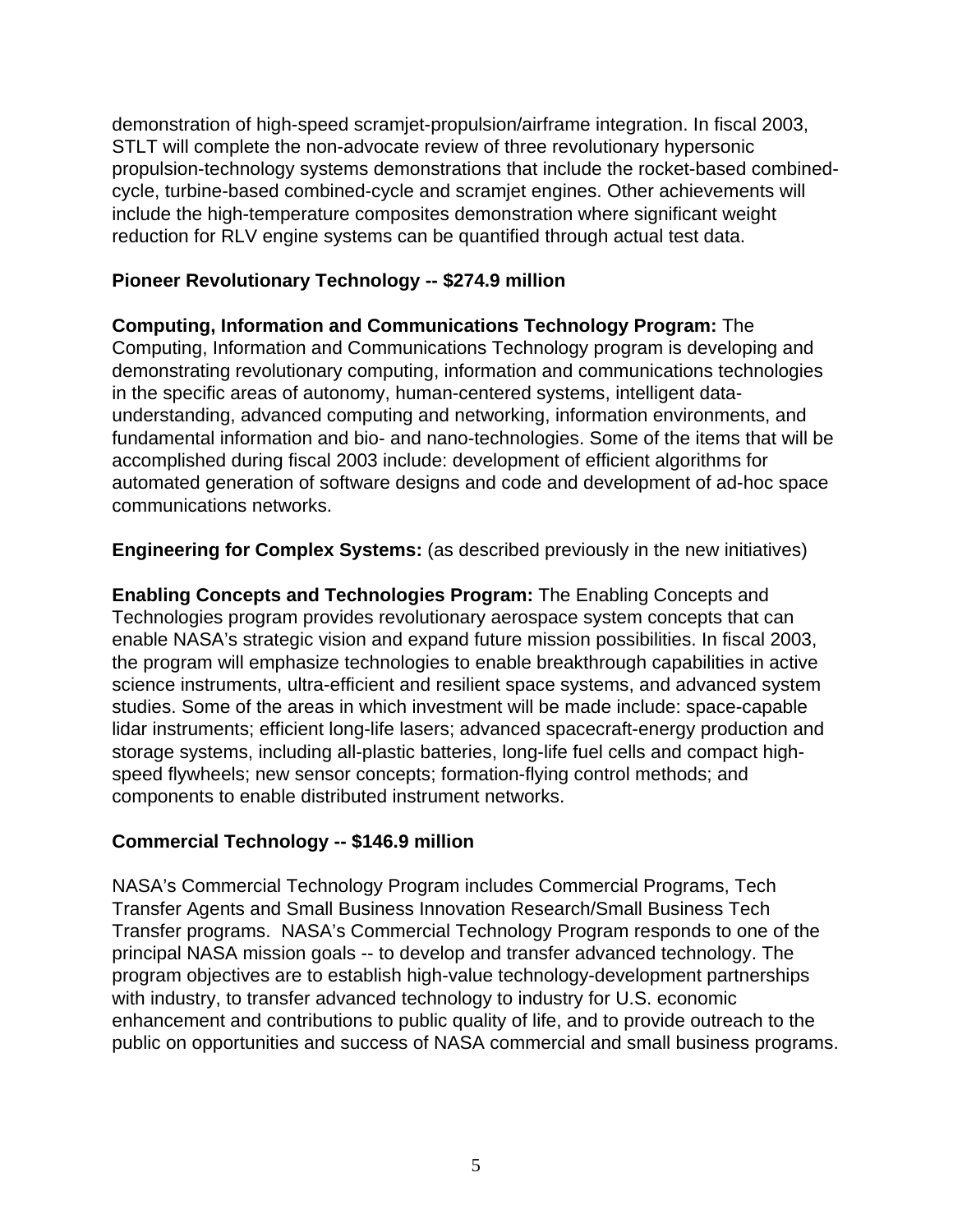demonstration of high-speed scramjet-propulsion/airframe integration. In fiscal 2003, STLT will complete the non-advocate review of three revolutionary hypersonic propulsion-technology systems demonstrations that include the rocket-based combined-cycle, turbine-based combined-cycle and scramjet engines. Other achievements will include the high-temperature composites demonstration where significant weight reduction for RLV engine systems can be quantified through actual test data.

**Pioneer Revolutionary Technology -- $274.9 million**

**Computing, Information and Communications Technology Program:** The Computing, Information and Communications Technology program is developing and demonstrating revolutionary computing, information and communications technologies in the specific areas of autonomy, human-centered systems, intelligent data-understanding, advanced computing and networking, information environments, and fundamental information and bio- and nano-technologies. Some of the items that will be accomplished during fiscal 2003 include: development of efficient algorithms for automated generation of software designs and code and development of ad-hoc space communications networks.

**Engineering for Complex Systems:** (as described previously in the new initiatives)

**Enabling Concepts and Technologies Program:** The Enabling Concepts and Technologies program provides revolutionary aerospace system concepts that can enable NASA's strategic vision and expand future mission possibilities. In fiscal 2003, the program will emphasize technologies to enable breakthrough capabilities in active science instruments, ultra-efficient and resilient space systems, and advanced system studies. Some of the areas in which investment will be made include: space-capable lidar instruments; efficient long-life lasers; advanced spacecraft-energy production and storage systems, including all-plastic batteries, long-life fuel cells and compact high-speed flywheels; new sensor concepts; formation-flying control methods; and components to enable distributed instrument networks.

**Commercial Technology -- $146.9 million**

NASA's Commercial Technology Program includes Commercial Programs, Tech Transfer Agents and Small Business Innovation Research/Small Business Tech Transfer programs. NASA's Commercial Technology Program responds to one of the principal NASA mission goals -- to develop and transfer advanced technology. The program objectives are to establish high-value technology-development partnerships with industry, to transfer advanced technology to industry for U.S. economic enhancement and contributions to public quality of life, and to provide outreach to the public on opportunities and success of NASA commercial and small business programs.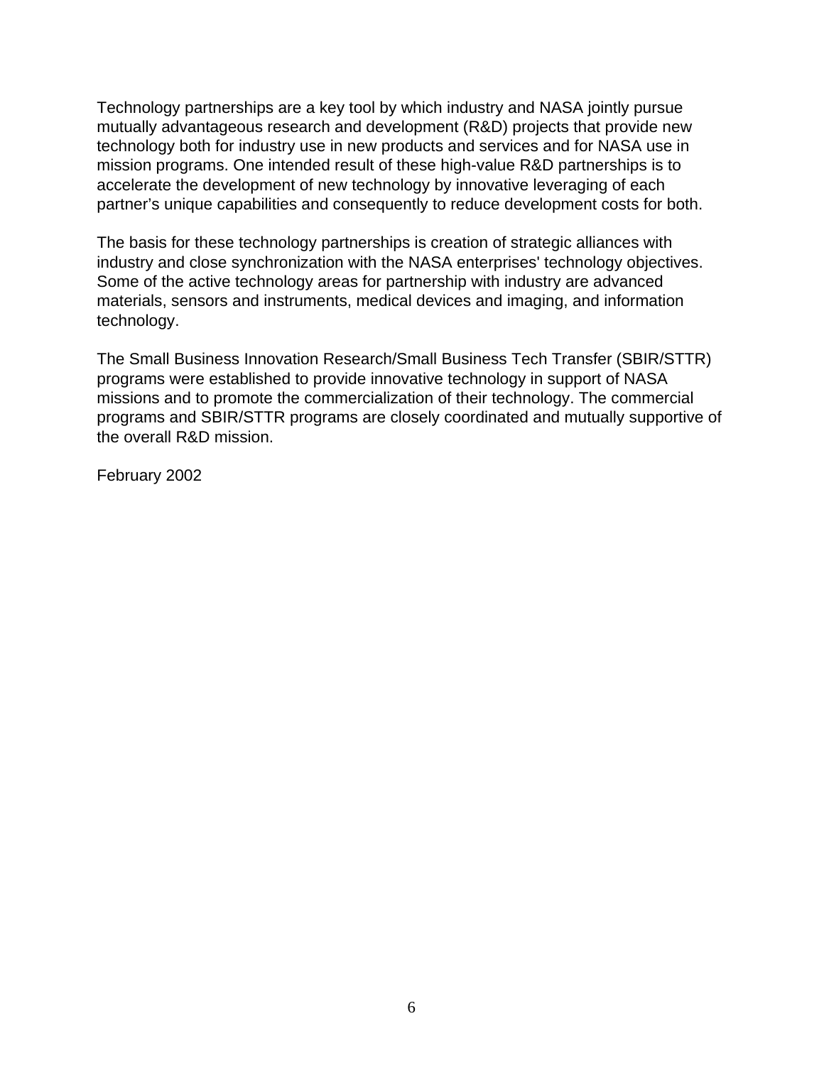Technology partnerships are a key tool by which industry and NASA jointly pursue mutually advantageous research and development (R&D) projects that provide new technology both for industry use in new products and services and for NASA use in mission programs. One intended result of these high-value R&D partnerships is to accelerate the development of new technology by innovative leveraging of each partner's unique capabilities and consequently to reduce development costs for both.

The basis for these technology partnerships is creation of strategic alliances with industry and close synchronization with the NASA enterprises' technology objectives. Some of the active technology areas for partnership with industry are advanced materials, sensors and instruments, medical devices and imaging, and information technology.

The Small Business Innovation Research/Small Business Tech Transfer (SBIR/STTR) programs were established to provide innovative technology in support of NASA missions and to promote the commercialization of their technology. The commercial programs and SBIR/STTR programs are closely coordinated and mutually supportive of the overall R&D mission.

February 2002